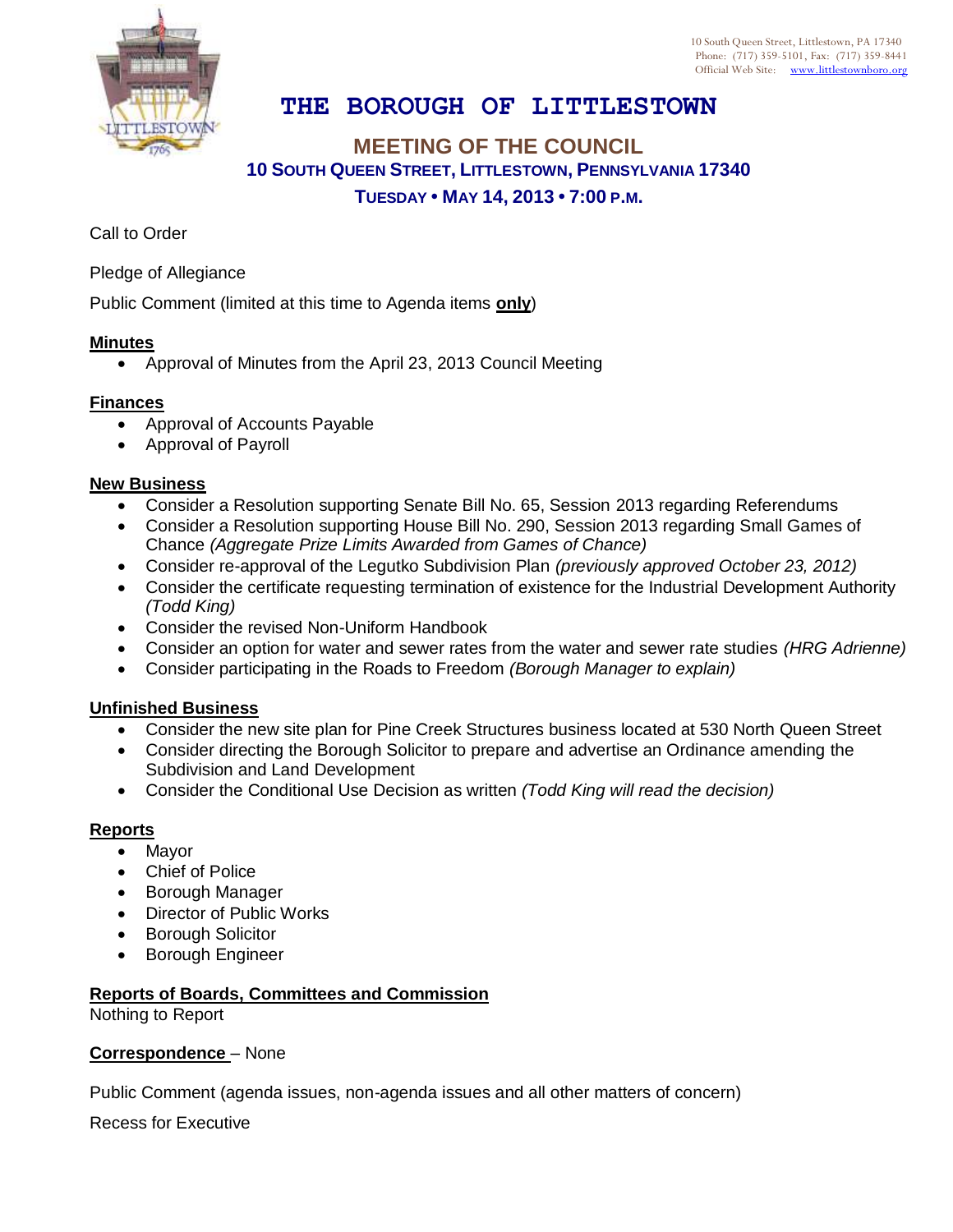10 South Queen Street, Littlestown, PA 17340
Phone: (717) 359-5101, Fax: (717) 359-8441
Official Web Site: www.littlestownboro.org

# THE BOROUGH OF LITTLESTOWN

## MEETING OF THE COUNCIL

### 10 SOUTH QUEEN STREET, LITTLESTOWN, PENNSYLVANIA 17340

### TUESDAY • MAY 14, 2013 • 7:00 P.M.

Call to Order

Pledge of Allegiance

Public Comment (limited at this time to Agenda items **only**)

**Minutes**

- Approval of Minutes from the April 23, 2013 Council Meeting

**Finances**

- Approval of Accounts Payable
- Approval of Payroll

**New Business**

- Consider a Resolution supporting Senate Bill No. 65, Session 2013 regarding Referendums
- Consider a Resolution supporting House Bill No. 290, Session 2013 regarding Small Games of Chance *(Aggregate Prize Limits Awarded from Games of Chance)*
- Consider re-approval of the Legutko Subdivision Plan *(previously approved October 23, 2012)*
- Consider the certificate requesting termination of existence for the Industrial Development Authority *(Todd King)*
- Consider the revised Non-Uniform Handbook
- Consider an option for water and sewer rates from the water and sewer rate studies *(HRG Adrienne)*
- Consider participating in the Roads to Freedom *(Borough Manager to explain)*

**Unfinished Business**

- Consider the new site plan for Pine Creek Structures business located at 530 North Queen Street
- Consider directing the Borough Solicitor to prepare and advertise an Ordinance amending the Subdivision and Land Development
- Consider the Conditional Use Decision as written *(Todd King will read the decision)*

**Reports**

- Mayor
- Chief of Police
- Borough Manager
- Director of Public Works
- Borough Solicitor
- Borough Engineer

**Reports of Boards, Committees and Commission**

Nothing to Report

**Correspondence** – None

Public Comment (agenda issues, non-agenda issues and all other matters of concern)

Recess for Executive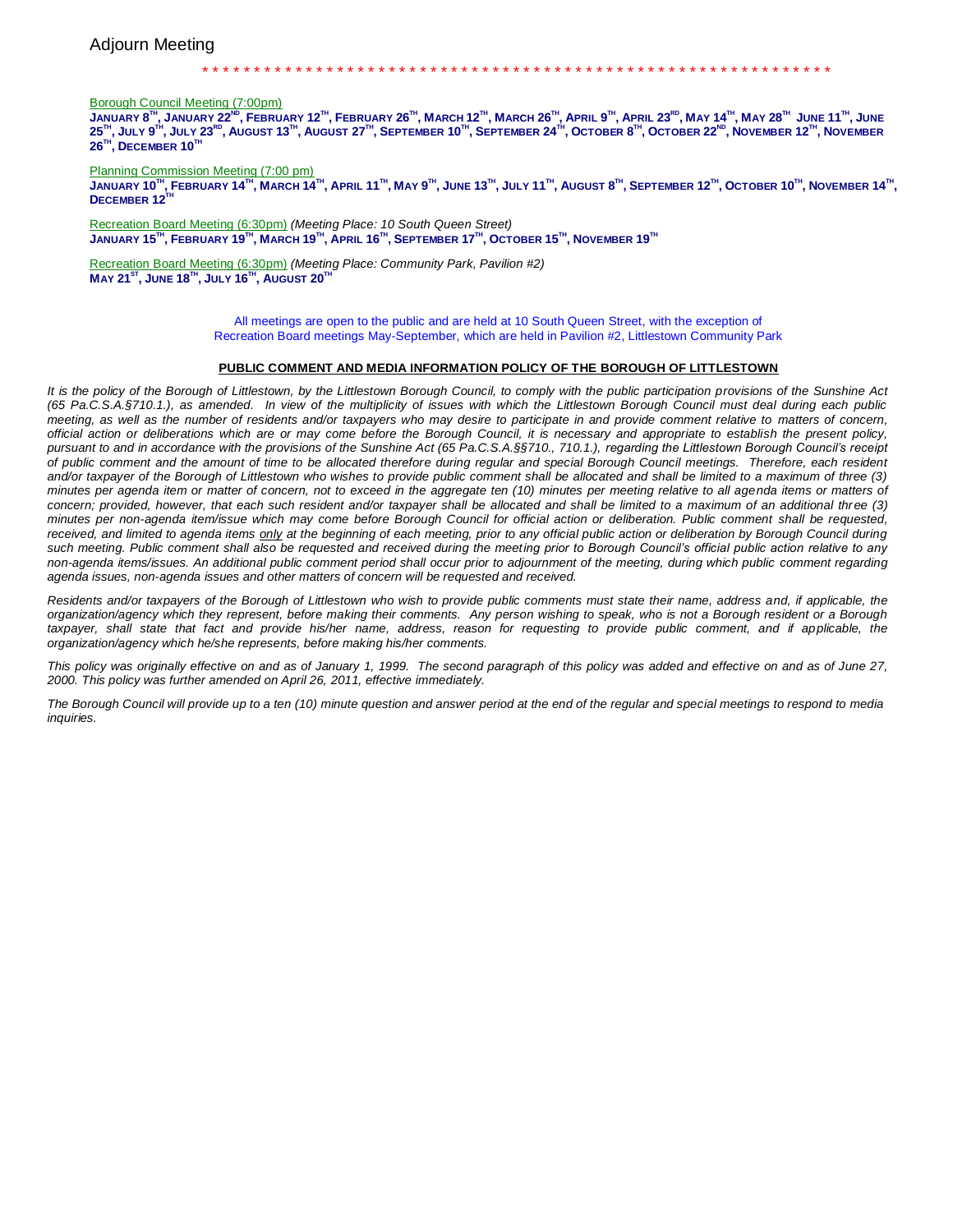Adjourn Meeting

\* \* \* \* \* \* \* \* \* \* \* \* \* \* \* \* \* \* \* \* \* \* \* \* \* \* \* \* \* \* \* \* \* \* \* \* \* \* \* \* \* \* \* \* \* \* \* \* \* \* \* \* \* \* \* \* \* \* \* \* \* \* \* \* \* \*

Borough Council Meeting (7:00pm)
**January 8th, January 22nd, February 12th, February 26th, March 12th, March 26th, April 9th, April 23rd, May 14th, May 28th June 11th, June 25th, July 9th, July 23rd, August 13th, August 27th, September 10th, September 24th, October 8th, October 22nd, November 12th, November 26th, December 10th**

Planning Commission Meeting (7:00 pm)
**January 10th, February 14th, March 14th, April 11th, May 9th, June 13th, July 11th, August 8th, September 12th, October 10th, November 14th, December 12th**

Recreation Board Meeting (6:30pm) *(Meeting Place: 10 South Queen Street)*
**January 15th, February 19th, March 19th, April 16th, September 17th, October 15th, November 19th**

Recreation Board Meeting (6:30pm) *(Meeting Place: Community Park, Pavilion #2)*
**May 21st, June 18th, July 16th, August 20th**

All meetings are open to the public and are held at 10 South Queen Street, with the exception of Recreation Board meetings May-September, which are held in Pavilion #2, Littlestown Community Park

**PUBLIC COMMENT AND MEDIA INFORMATION POLICY OF THE BOROUGH OF LITTLESTOWN**

*It is the policy of the Borough of Littlestown, by the Littlestown Borough Council, to comply with the public participation provisions of the Sunshine Act (65 Pa.C.S.A.§710.1.), as amended. In view of the multiplicity of issues with which the Littlestown Borough Council must deal during each public meeting, as well as the number of residents and/or taxpayers who may desire to participate in and provide comment relative to matters of concern, official action or deliberations which are or may come before the Borough Council, it is necessary and appropriate to establish the present policy, pursuant to and in accordance with the provisions of the Sunshine Act (65 Pa.C.S.A.§§710., 710.1.), regarding the Littlestown Borough Council's receipt of public comment and the amount of time to be allocated therefore during regular and special Borough Council meetings. Therefore, each resident and/or taxpayer of the Borough of Littlestown who wishes to provide public comment shall be allocated and shall be limited to a maximum of three (3) minutes per agenda item or matter of concern, not to exceed in the aggregate ten (10) minutes per meeting relative to all agenda items or matters of concern; provided, however, that each such resident and/or taxpayer shall be allocated and shall be limited to a maximum of an additional three (3) minutes per non-agenda item/issue which may come before Borough Council for official action or deliberation. Public comment shall be requested, received, and limited to agenda items only at the beginning of each meeting, prior to any official public action or deliberation by Borough Council during such meeting. Public comment shall also be requested and received during the meeting prior to Borough Council's official public action relative to any non-agenda items/issues. An additional public comment period shall occur prior to adjournment of the meeting, during which public comment regarding agenda issues, non-agenda issues and other matters of concern will be requested and received.*

*Residents and/or taxpayers of the Borough of Littlestown who wish to provide public comments must state their name, address and, if applicable, the organization/agency which they represent, before making their comments. Any person wishing to speak, who is not a Borough resident or a Borough taxpayer, shall state that fact and provide his/her name, address, reason for requesting to provide public comment, and if applicable, the organization/agency which he/she represents, before making his/her comments.*

*This policy was originally effective on and as of January 1, 1999. The second paragraph of this policy was added and effective on and as of June 27, 2000. This policy was further amended on April 26, 2011, effective immediately.*

*The Borough Council will provide up to a ten (10) minute question and answer period at the end of the regular and special meetings to respond to media inquiries.*